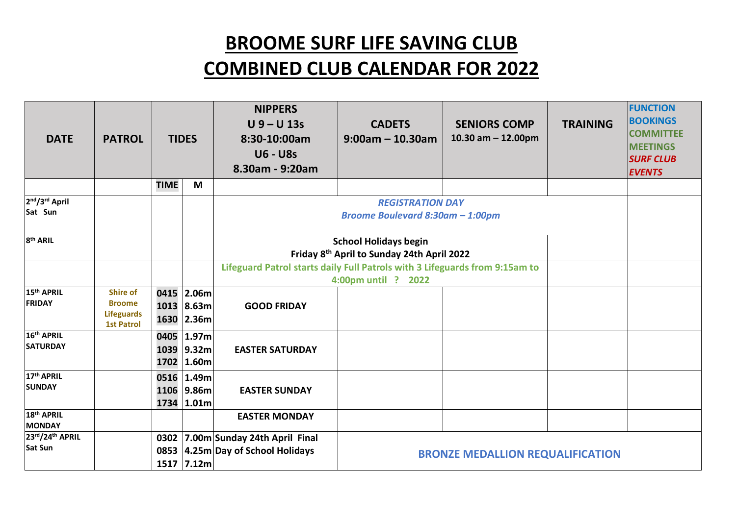# BROOME SURF LIFE SAVING CLUB
# COMBINED CLUB CALENDAR FOR 2022

| DATE | PATROL | TIDES | | NIPPERS U 9 – U 13s 8:30-10:00am U6 - U8s 8.30am - 9:20am | CADETS 9:00am – 10.30am | SENIORS COMP 10.30 am – 12.00pm | TRAINING | FUNCTION BOOKINGS COMMITTEE MEETINGS *SURF CLUB EVENTS* |
|---|---|---|---|---|---|---|---|---|
| | | TIME | M | | | | | |
| 2nd/3rd April Sat Sun | | | | *REGISTRATION DAY Broome Boulevard 8:30am – 1:00pm* | | | | |
| 8th ARIL | | | | **School Holidays begin Friday 8th April to Sunday 24th April 2022** | | | | |
| | | | | **Lifeguard Patrol starts daily Full Patrols with 3 Lifeguards from 9:15am to 4:00pm until ? 2022** | | | | |
| 15th APRIL FRIDAY | **Shire of Broome Lifeguards 1st Patrol** | 0415<br>1013<br>1630 | 2.06m<br>8.63m<br>2.36m | **GOOD FRIDAY** | | | | |
| 16th APRIL SATURDAY | | 0405<br>1039<br>1702 | 1.97m<br>9.32m<br>1.60m | **EASTER SATURDAY** | | | | |
| 17th APRIL SUNDAY | | 0516<br>1106<br>1734 | 1.49m<br>9.86m<br>1.01m | **EASTER SUNDAY** | | | | |
| 18th APRIL MONDAY | | | | **EASTER MONDAY** | | | | |
| 23rd/24th APRIL Sat Sun | | 0302<br>0853<br>1517 | 7.00m<br>4.25m<br>7.12m | **Sunday 24th April Final Day of School Holidays** | **BRONZE MEDALLION REQUALIFICATION** | | | |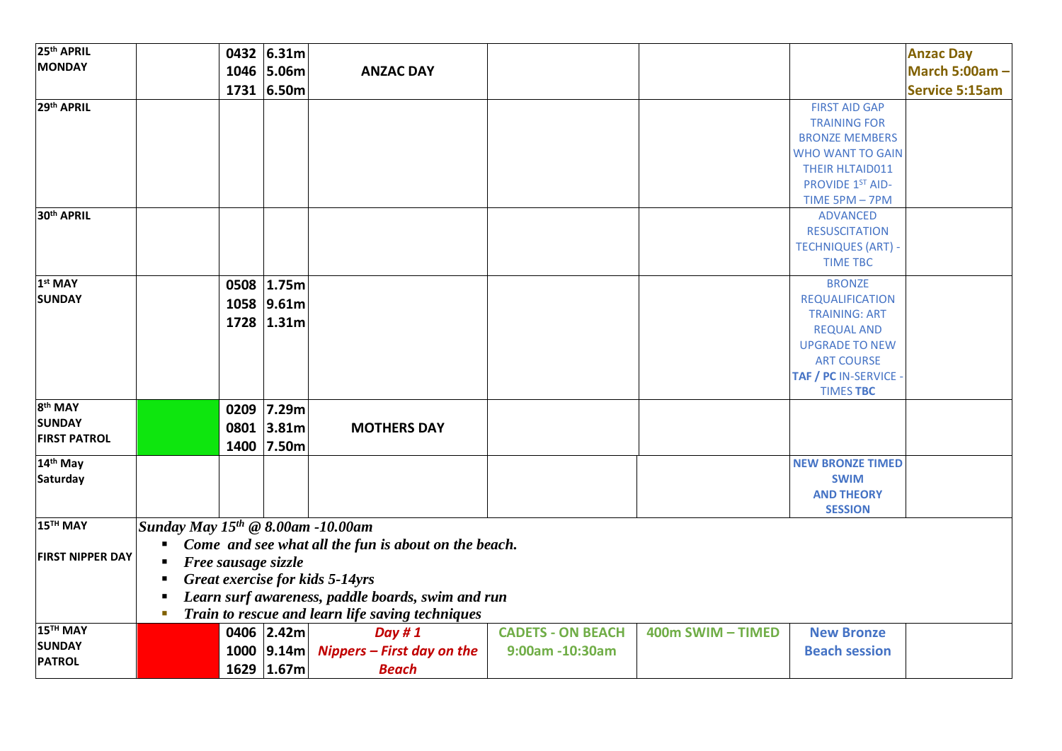| | | | | | | | | |
|---|---|---|---|---|---|---|---|---|
| **25th APRIL MONDAY** | | **0432 1046 1731** | **6.31m 5.06m 6.50m** | **ANZAC DAY** | | | | **Anzac Day March 5:00am – Service 5:15am** |
| **29th APRIL** | | | | | | | FIRST AID GAP TRAINING FOR BRONZE MEMBERS WHO WANT TO GAIN THEIR HLTAID011 PROVIDE 1ST AID- TIME 5PM – 7PM | |
| **30th APRIL** | | | | | | | ADVANCED RESUSCITATION TECHNIQUES (ART) - TIME TBC | |
| **1st MAY SUNDAY** | | **0508 1058 1728** | **1.75m 9.61m 1.31m** | | | | BRONZE REQUALIFICATION TRAINING: ART REQUAL AND UPGRADE TO NEW ART COURSE **TAF / PC** IN-SERVICE - TIMES **TBC** | |
| **8th MAY SUNDAY FIRST PATROL** | | **0209 0801 1400** | **7.29m 3.81m 7.50m** | **MOTHERS DAY** | | | | |
| **14th May Saturday** | | | | | | | **NEW BRONZE TIMED SWIM AND THEORY SESSION** | |
| **15TH MAY FIRST NIPPER DAY** | ***Sunday May 15th @ 8.00am -10.00am*** <br> ▪ ***Come and see what all the fun is about on the beach.*** <br> ▪ ***Free sausage sizzle*** <br> ▪ ***Great exercise for kids 5-14yrs*** <br> ▪ ***Learn surf awareness, paddle boards, swim and run*** <br> ▪ ***Train to rescue and learn life saving techniques*** | | | | | | | |
| **15TH MAY SUNDAY PATROL** | | **0406 1000 1629** | **2.42m 9.14m 1.67m** | ***Day # 1 Nippers – First day on the Beach*** | **CADETS - ON BEACH 9:00am -10:30am** | **400m SWIM – TIMED** | **New Bronze Beach session** | |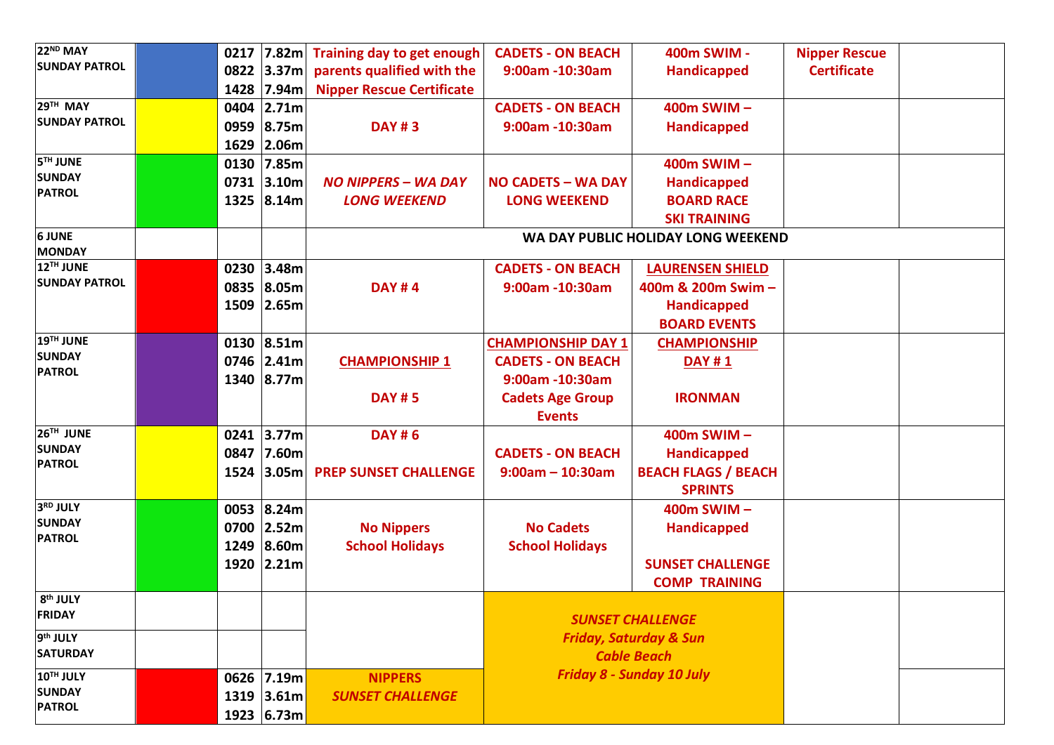| | | | | | | | | |
|---|---|---|---|---|---|---|---|---|
| **22[ND] MAY SUNDAY PATROL** | | **0217**<br>**0822**<br>**1428** | **7.82m**<br>**3.37m**<br>**7.94m** | **Training day to get enough parents qualified with the Nipper Rescue Certificate** | **CADETS - ON BEACH 9:00am -10:30am** | **400m SWIM - Handicapped** | **Nipper Rescue Certificate** | |
| **29[TH] MAY SUNDAY PATROL** | | **0404**<br>**0959**<br>**1629** | **2.71m**<br>**8.75m**<br>**2.06m** | **DAY # 3** | **CADETS - ON BEACH 9:00am -10:30am** | **400m SWIM – Handicapped** | | |
| **5[TH] JUNE SUNDAY PATROL** | | **0130**<br>**0731**<br>**1325** | **7.85m**<br>**3.10m**<br>**8.14m** | ***NO NIPPERS – WA DAY LONG WEEKEND*** | **NO CADETS – WA DAY LONG WEEKEND** | **400m SWIM – Handicapped BOARD RACE SKI TRAINING** | | |
| **6 JUNE MONDAY** | | | | **WA DAY PUBLIC HOLIDAY LONG WEEKEND** | | | | |
| **12[TH] JUNE SUNDAY PATROL** | | **0230**<br>**0835**<br>**1509** | **3.48m**<br>**8.05m**<br>**2.65m** | **DAY # 4** | **CADETS - ON BEACH 9:00am -10:30am** | **LAURENSEN SHIELD 400m & 200m Swim – Handicapped BOARD EVENTS** | | |
| **19[TH] JUNE SUNDAY PATROL** | | **0130**<br>**0746**<br>**1340** | **8.51m**<br>**2.41m**<br>**8.77m** | **CHAMPIONSHIP 1**<br><br>**DAY # 5** | **CHAMPIONSHIP DAY 1 CADETS - ON BEACH 9:00am -10:30am Cadets Age Group Events** | **CHAMPIONSHIP DAY # 1**<br><br>**IRONMAN** | | |
| **26[TH] JUNE SUNDAY PATROL** | | **0241**<br>**0847**<br>**1524** | **3.77m**<br>**7.60m**<br>**3.05m** | **DAY # 6**<br><br>**PREP SUNSET CHALLENGE** | **CADETS - ON BEACH 9:00am – 10:30am** | **400m SWIM – Handicapped BEACH FLAGS / BEACH SPRINTS** | | |
| **3[RD] JULY SUNDAY PATROL** | | **0053**<br>**0700**<br>**1249**<br>**1920** | **8.24m**<br>**2.52m**<br>**8.60m**<br>**2.21m** | **No Nippers School Holidays** | **No Cadets School Holidays** | **400m SWIM – Handicapped**<br><br>**SUNSET CHALLENGE COMP TRAINING** | | |
| **8[th] JULY FRIDAY** | | | | | ***SUNSET CHALLENGE Friday, Saturday & Sun Cable Beach Friday 8 - Sunday 10 July*** | | | |
| **9[th] JULY SATURDAY** | | | | | | | | |
| **10[TH] JULY SUNDAY PATROL** | | **0626**<br>**1319**<br>**1923** | **7.19m**<br>**3.61m**<br>**6.73m** | **NIPPERS *SUNSET CHALLENGE*** | | | | |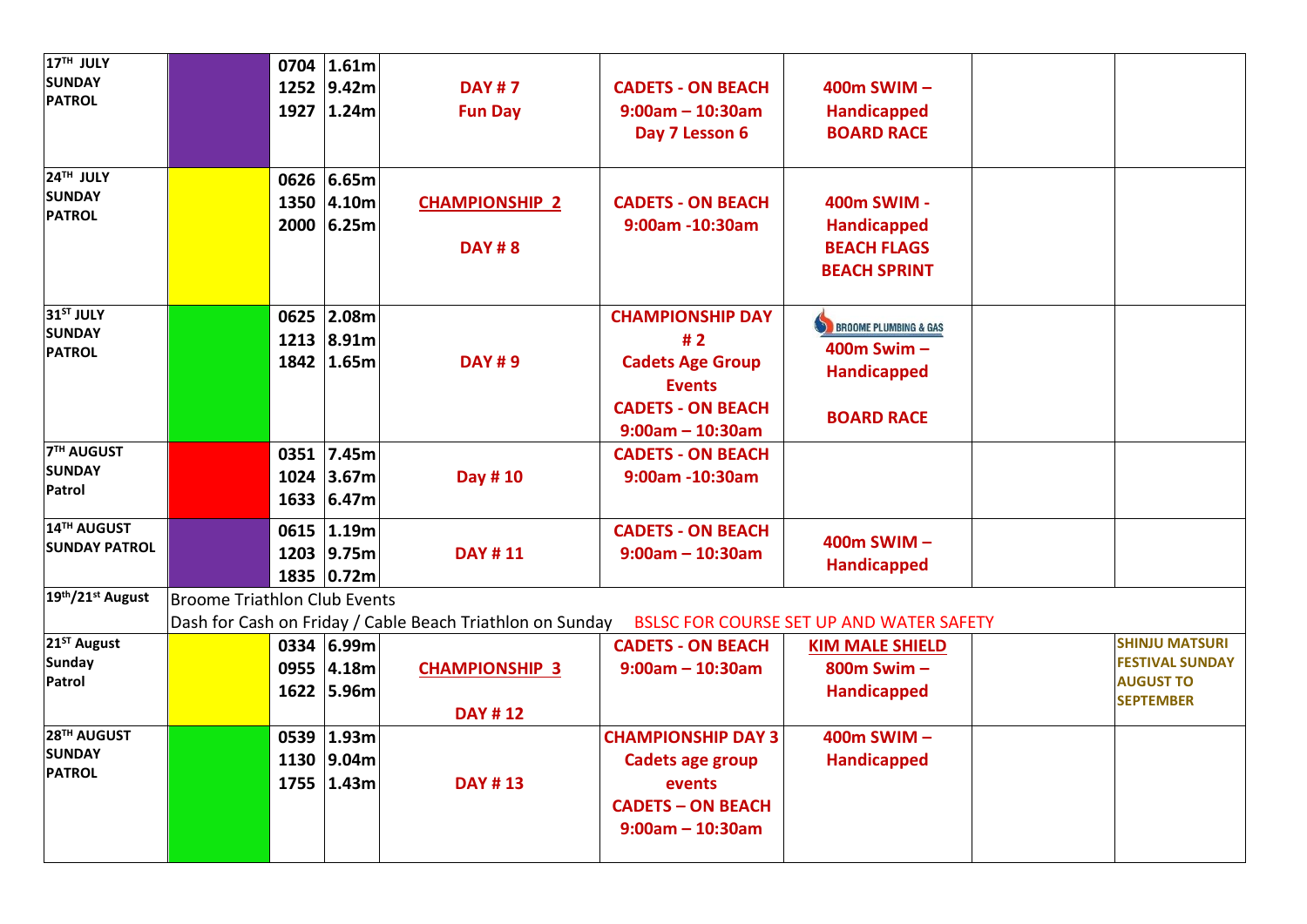| | | | | | | | | |
|---|---|---|---|---|---|---|---|---|
| **17TH JULY SUNDAY PATROL** | | **0704 1252 1927** | **1.61m 9.42m 1.24m** | **DAY # 7 Fun Day** | **CADETS - ON BEACH 9:00am – 10:30am Day 7 Lesson 6** | **400m SWIM – Handicapped BOARD RACE** | | |
| **24TH JULY SUNDAY PATROL** | | **0626 1350 2000** | **6.65m 4.10m 6.25m** | **CHAMPIONSHIP 2** **DAY # 8** | **CADETS - ON BEACH 9:00am -10:30am** | **400m SWIM - Handicapped BEACH FLAGS BEACH SPRINT** | | |
| **31ST JULY SUNDAY PATROL** | | **0625 1213 1842** | **2.08m 8.91m 1.65m** | **DAY # 9** | **CHAMPIONSHIP DAY # 2 Cadets Age Group Events CADETS - ON BEACH 9:00am – 10:30am** | BROOME PLUMBING & GAS **400m Swim – Handicapped** **BOARD RACE** | | |
| **7TH AUGUST SUNDAY Patrol** | | **0351 1024 1633** | **7.45m 3.67m 6.47m** | **Day # 10** | **CADETS - ON BEACH 9:00am -10:30am** | | | |
| **14TH AUGUST SUNDAY PATROL** | | **0615 1203 1835** | **1.19m 9.75m 0.72m** | **DAY # 11** | **CADETS - ON BEACH 9:00am – 10:30am** | **400m SWIM – Handicapped** | | |
| **19th/21st August** | Broome Triathlon Club Events Dash for Cash on Friday / Cable Beach Triathlon on Sunday BSLSC FOR COURSE SET UP AND WATER SAFETY | | | | | | | |
| **21ST August Sunday Patrol** | | **0334 0955 1622** | **6.99m 4.18m 5.96m** | **CHAMPIONSHIP 3** **DAY # 12** | **CADETS - ON BEACH 9:00am – 10:30am** | **KIM MALE SHIELD 800m Swim – Handicapped** | | **SHINJU MATSURI FESTIVAL SUNDAY AUGUST TO SEPTEMBER** |
| **28TH AUGUST SUNDAY PATROL** | | **0539 1130 1755** | **1.93m 9.04m 1.43m** | **DAY # 13** | **CHAMPIONSHIP DAY 3 Cadets age group events CADETS – ON BEACH 9:00am – 10:30am** | **400m SWIM – Handicapped** | | |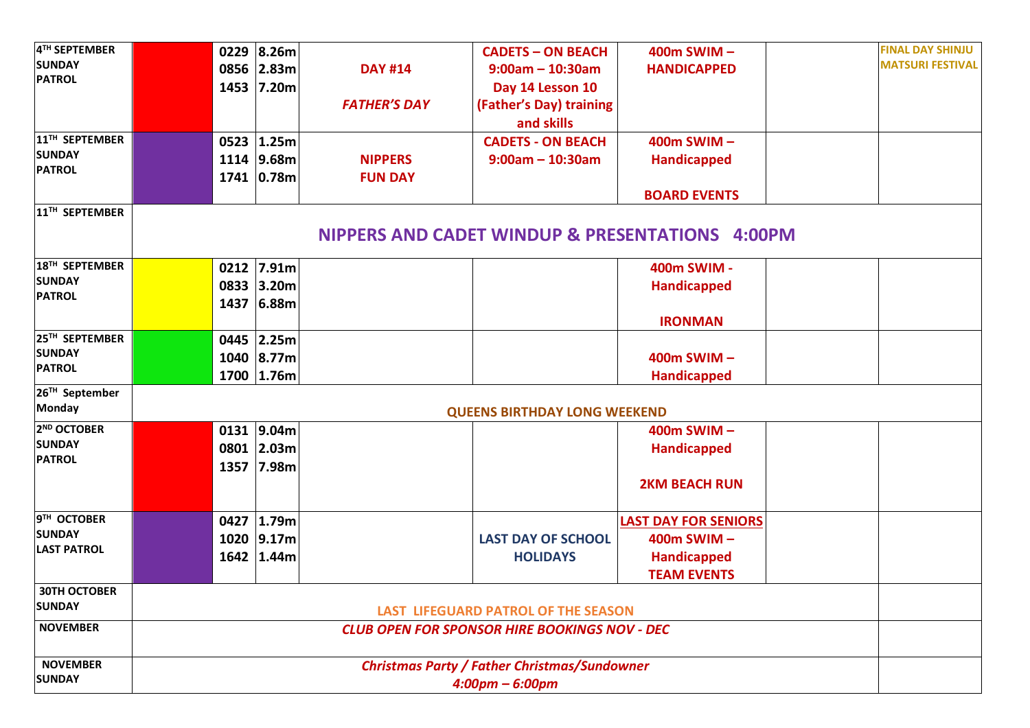| | | | | | | | | |
|---|---|---|---|---|---|---|---|---|
| 4TH SEPTEMBER SUNDAY PATROL | | 0229<br>0856<br>1453 | 8.26m<br>2.83m<br>7.20m | DAY #14<br><br>*FATHER'S DAY* | CADETS – ON BEACH<br>9:00am – 10:30am<br>Day 14 Lesson 10 (Father's Day) training and skills | 400m SWIM – HANDICAPPED | | FINAL DAY SHINJU MATSURI FESTIVAL |
| 11TH SEPTEMBER SUNDAY PATROL | | 0523<br>1114<br>1741 | 1.25m<br>9.68m<br>0.78m | NIPPERS FUN DAY | CADETS - ON BEACH<br>9:00am – 10:30am | 400m SWIM – Handicapped<br><br>BOARD EVENTS | | |
| 11TH SEPTEMBER | NIPPERS AND CADET WINDUP & PRESENTATIONS 4:00PM | | | | | | | |
| 18TH SEPTEMBER SUNDAY PATROL | | 0212<br>0833<br>1437 | 7.91m<br>3.20m<br>6.88m | | | 400m SWIM - Handicapped<br><br>IRONMAN | | |
| 25TH SEPTEMBER SUNDAY PATROL | | 0445<br>1040<br>1700 | 2.25m<br>8.77m<br>1.76m | | | 400m SWIM – Handicapped | | |
| 26TH September Monday | QUEENS BIRTHDAY LONG WEEKEND | | | | | | | |
| 2ND OCTOBER SUNDAY PATROL | | 0131<br>0801<br>1357 | 9.04m<br>2.03m<br>7.98m | | | 400m SWIM – Handicapped<br><br>2KM BEACH RUN | | |
| 9TH OCTOBER SUNDAY LAST PATROL | | 0427<br>1020<br>1642 | 1.79m<br>9.17m<br>1.44m | | LAST DAY OF SCHOOL HOLIDAYS | LAST DAY FOR SENIORS<br>400m SWIM – Handicapped<br>TEAM EVENTS | | |
| 30TH OCTOBER SUNDAY | LAST LIFEGUARD PATROL OF THE SEASON | | | | | | | |
| NOVEMBER | *CLUB OPEN FOR SPONSOR HIRE BOOKINGS NOV - DEC* | | | | | | | |
| NOVEMBER SUNDAY | *Christmas Party / Father Christmas/Sundowner*<br>*4:00pm – 6:00pm* | | | | | | | |